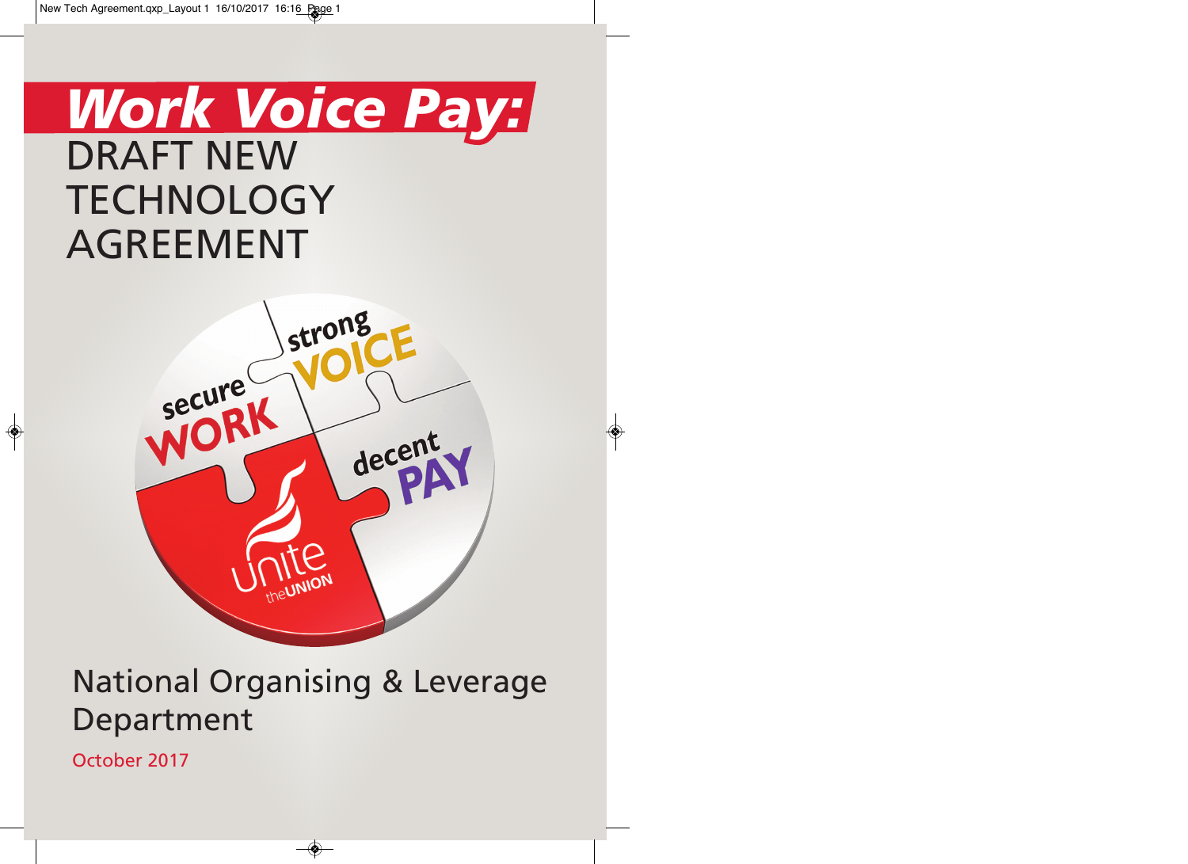# *Work Voice Pay:*
# DRAFT NEW TECHNOLOGY AGREEMENT

secure WORK

strong VOICE

decent PAY

unite theUNION

## National Organising & Leverage Department

October 2017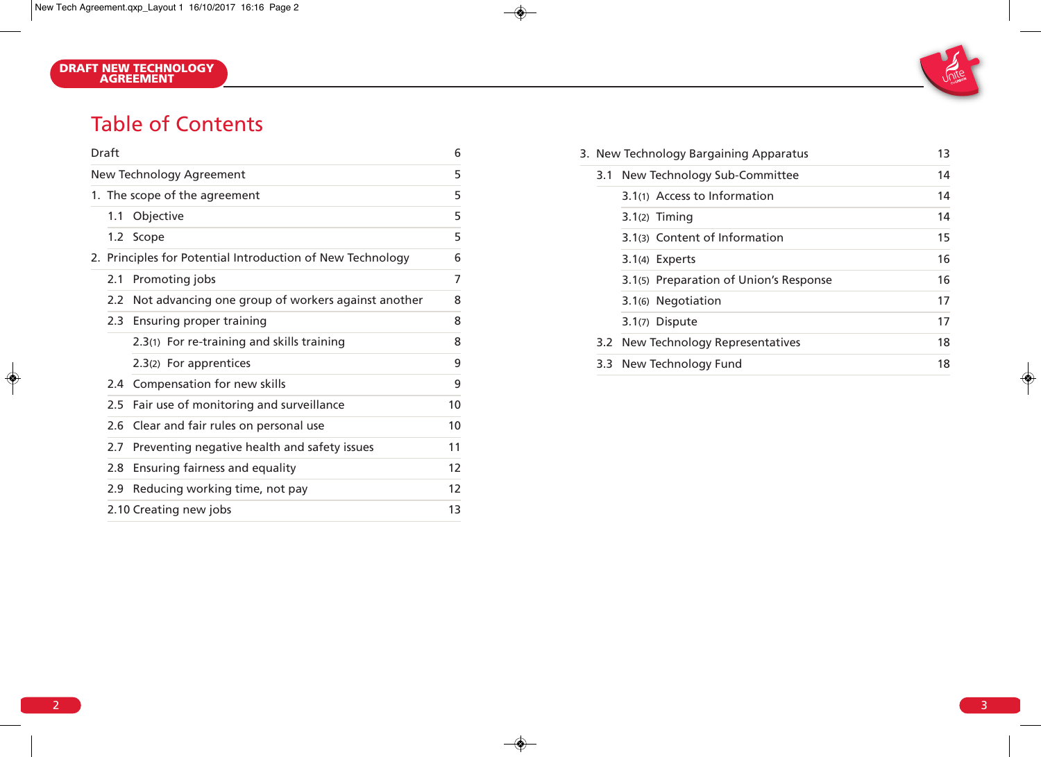# Table of Contents

| | |
|---|---|
| Draft | 6 |
| New Technology Agreement | 5 |
| 1. The scope of the agreement | 5 |
| 1.1 Objective | 5 |
| 1.2 Scope | 5 |
| 2. Principles for Potential Introduction of New Technology | 6 |
| 2.1 Promoting jobs | 7 |
| 2.2 Not advancing one group of workers against another | 8 |
| 2.3 Ensuring proper training | 8 |
| 2.3(1) For re-training and skills training | 8 |
| 2.3(2) For apprentices | 9 |
| 2.4 Compensation for new skills | 9 |
| 2.5 Fair use of monitoring and surveillance | 10 |
| 2.6 Clear and fair rules on personal use | 10 |
| 2.7 Preventing negative health and safety issues | 11 |
| 2.8 Ensuring fairness and equality | 12 |
| 2.9 Reducing working time, not pay | 12 |
| 2.10 Creating new jobs | 13 |
| 3. New Technology Bargaining Apparatus | 13 |
| 3.1 New Technology Sub-Committee | 14 |
| 3.1(1) Access to Information | 14 |
| 3.1(2) Timing | 14 |
| 3.1(3) Content of Information | 15 |
| 3.1(4) Experts | 16 |
| 3.1(5) Preparation of Union's Response | 16 |
| 3.1(6) Negotiation | 17 |
| 3.1(7) Dispute | 17 |
| 3.2 New Technology Representatives | 18 |
| 3.3 New Technology Fund | 18 |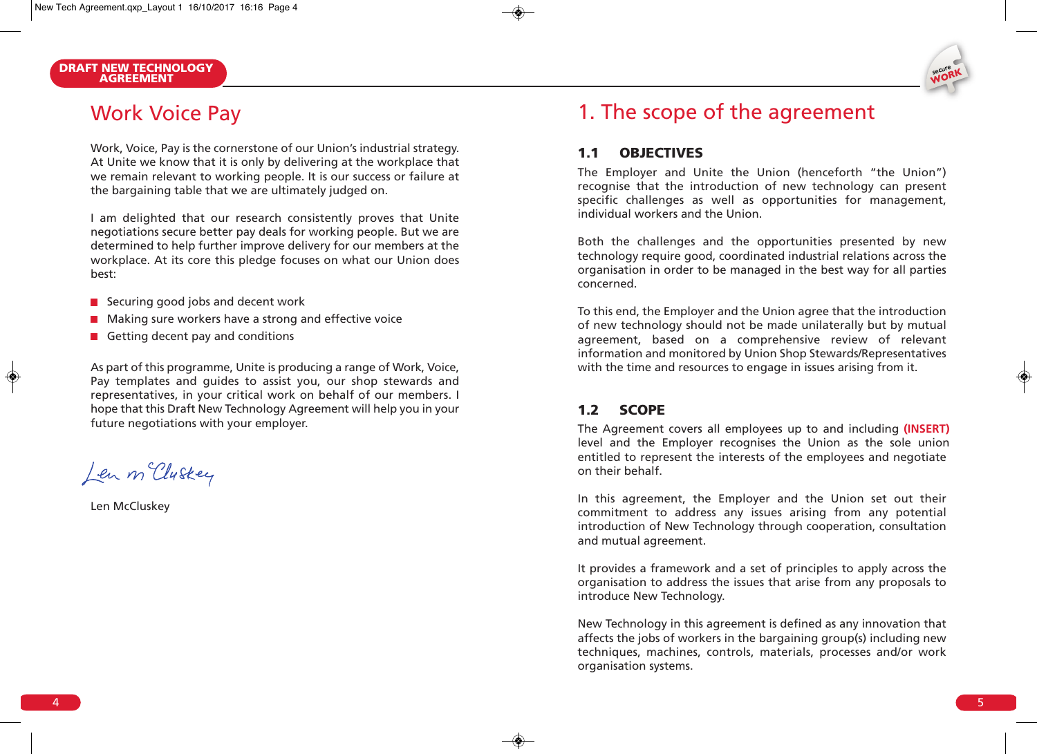# Work Voice Pay

Work, Voice, Pay is the cornerstone of our Union's industrial strategy. At Unite we know that it is only by delivering at the workplace that we remain relevant to working people. It is our success or failure at the bargaining table that we are ultimately judged on.

I am delighted that our research consistently proves that Unite negotiations secure better pay deals for working people. But we are determined to help further improve delivery for our members at the workplace. At its core this pledge focuses on what our Union does best:

- Securing good jobs and decent work
- Making sure workers have a strong and effective voice
- Getting decent pay and conditions

As part of this programme, Unite is producing a range of Work, Voice, Pay templates and guides to assist you, our shop stewards and representatives, in your critical work on behalf of our members. I hope that this Draft New Technology Agreement will help you in your future negotiations with your employer.

Len McCluskey

# 1. The scope of the agreement

## 1.1 OBJECTIVES

The Employer and Unite the Union (henceforth "the Union") recognise that the introduction of new technology can present specific challenges as well as opportunities for management, individual workers and the Union.

Both the challenges and the opportunities presented by new technology require good, coordinated industrial relations across the organisation in order to be managed in the best way for all parties concerned.

To this end, the Employer and the Union agree that the introduction of new technology should not be made unilaterally but by mutual agreement, based on a comprehensive review of relevant information and monitored by Union Shop Stewards/Representatives with the time and resources to engage in issues arising from it.

## 1.2 SCOPE

The Agreement covers all employees up to and including **(INSERT)** level and the Employer recognises the Union as the sole union entitled to represent the interests of the employees and negotiate on their behalf.

In this agreement, the Employer and the Union set out their commitment to address any issues arising from any potential introduction of New Technology through cooperation, consultation and mutual agreement.

It provides a framework and a set of principles to apply across the organisation to address the issues that arise from any proposals to introduce New Technology.

New Technology in this agreement is defined as any innovation that affects the jobs of workers in the bargaining group(s) including new techniques, machines, controls, materials, processes and/or work organisation systems.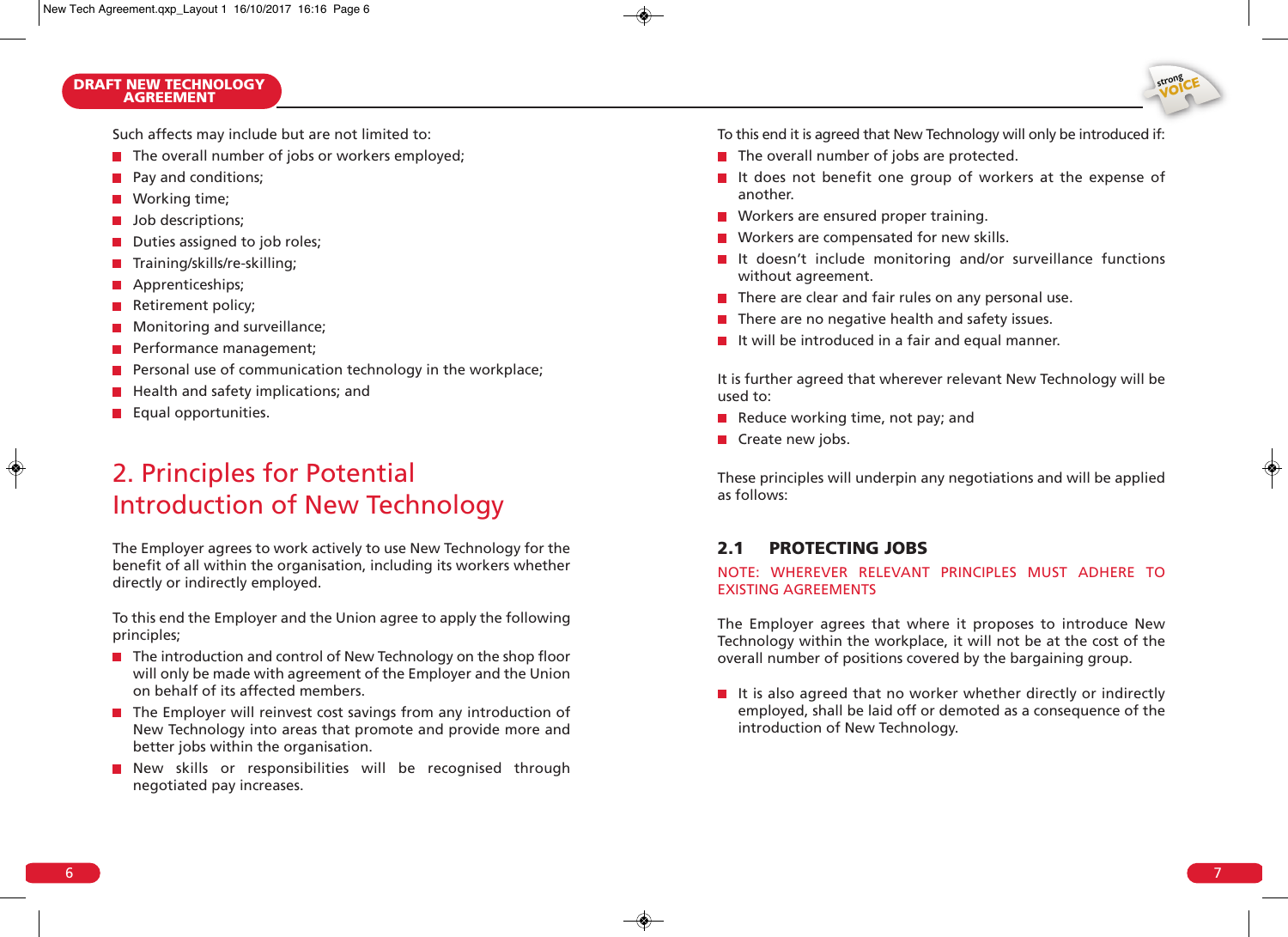Such affects may include but are not limited to:

- The overall number of jobs or workers employed;
- Pay and conditions;
- Working time;
- Job descriptions;
- Duties assigned to job roles;
- Training/skills/re-skilling;
- Apprenticeships;
- Retirement policy;
- Monitoring and surveillance;
- Performance management;
- Personal use of communication technology in the workplace;
- Health and safety implications; and
- Equal opportunities.

## 2. Principles for Potential Introduction of New Technology

The Employer agrees to work actively to use New Technology for the benefit of all within the organisation, including its workers whether directly or indirectly employed.

To this end the Employer and the Union agree to apply the following principles;

- The introduction and control of New Technology on the shop floor will only be made with agreement of the Employer and the Union on behalf of its affected members.
- The Employer will reinvest cost savings from any introduction of New Technology into areas that promote and provide more and better jobs within the organisation.
- New skills or responsibilities will be recognised through negotiated pay increases.

To this end it is agreed that New Technology will only be introduced if:

- The overall number of jobs are protected.
- It does not benefit one group of workers at the expense of another.
- Workers are ensured proper training.
- Workers are compensated for new skills.
- It doesn't include monitoring and/or surveillance functions without agreement.
- There are clear and fair rules on any personal use.
- There are no negative health and safety issues.
- It will be introduced in a fair and equal manner.

It is further agreed that wherever relevant New Technology will be used to:

- Reduce working time, not pay; and
- Create new jobs.

These principles will underpin any negotiations and will be applied as follows:

### 2.1 PROTECTING JOBS

NOTE: WHEREVER RELEVANT PRINCIPLES MUST ADHERE TO EXISTING AGREEMENTS

The Employer agrees that where it proposes to introduce New Technology within the workplace, it will not be at the cost of the overall number of positions covered by the bargaining group.

- It is also agreed that no worker whether directly or indirectly employed, shall be laid off or demoted as a consequence of the introduction of New Technology.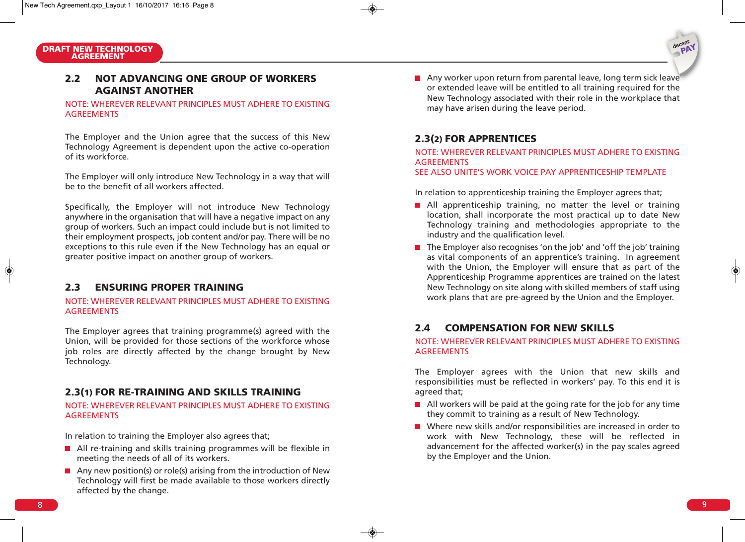## 2.2 NOT ADVANCING ONE GROUP OF WORKERS AGAINST ANOTHER

NOTE: WHEREVER RELEVANT PRINCIPLES MUST ADHERE TO EXISTING AGREEMENTS

The Employer and the Union agree that the success of this New Technology Agreement is dependent upon the active co-operation of its workforce.

The Employer will only introduce New Technology in a way that will be to the benefit of all workers affected.

Specifically, the Employer will not introduce New Technology anywhere in the organisation that will have a negative impact on any group of workers. Such an impact could include but is not limited to their employment prospects, job content and/or pay. There will be no exceptions to this rule even if the New Technology has an equal or greater positive impact on another group of workers.

## 2.3 ENSURING PROPER TRAINING

NOTE: WHEREVER RELEVANT PRINCIPLES MUST ADHERE TO EXISTING AGREEMENTS

The Employer agrees that training programme(s) agreed with the Union, will be provided for those sections of the workforce whose job roles are directly affected by the change brought by New Technology.

### 2.3(1) FOR RE-TRAINING AND SKILLS TRAINING

NOTE: WHEREVER RELEVANT PRINCIPLES MUST ADHERE TO EXISTING AGREEMENTS

In relation to training the Employer also agrees that;

- All re-training and skills training programmes will be flexible in meeting the needs of all of its workers.
- Any new position(s) or role(s) arising from the introduction of New Technology will first be made available to those workers directly affected by the change.
- Any worker upon return from parental leave, long term sick leave or extended leave will be entitled to all training required for the New Technology associated with their role in the workplace that may have arisen during the leave period.

### 2.3(2) FOR APPRENTICES

NOTE: WHEREVER RELEVANT PRINCIPLES MUST ADHERE TO EXISTING AGREEMENTS
SEE ALSO UNITE'S WORK VOICE PAY APPRENTICESHIP TEMPLATE

In relation to apprenticeship training the Employer agrees that;

- All apprenticeship training, no matter the level or training location, shall incorporate the most practical up to date New Technology training and methodologies appropriate to the industry and the qualification level.
- The Employer also recognises 'on the job' and 'off the job' training as vital components of an apprentice's training. In agreement with the Union, the Employer will ensure that as part of the Apprenticeship Programme apprentices are trained on the latest New Technology on site along with skilled members of staff using work plans that are pre-agreed by the Union and the Employer.

## 2.4 COMPENSATION FOR NEW SKILLS

NOTE: WHEREVER RELEVANT PRINCIPLES MUST ADHERE TO EXISTING AGREEMENTS

The Employer agrees with the Union that new skills and responsibilities must be reflected in workers' pay. To this end it is agreed that;

- All workers will be paid at the going rate for the job for any time they commit to training as a result of New Technology.
- Where new skills and/or responsibilities are increased in order to work with New Technology, these will be reflected in advancement for the affected worker(s) in the pay scales agreed by the Employer and the Union.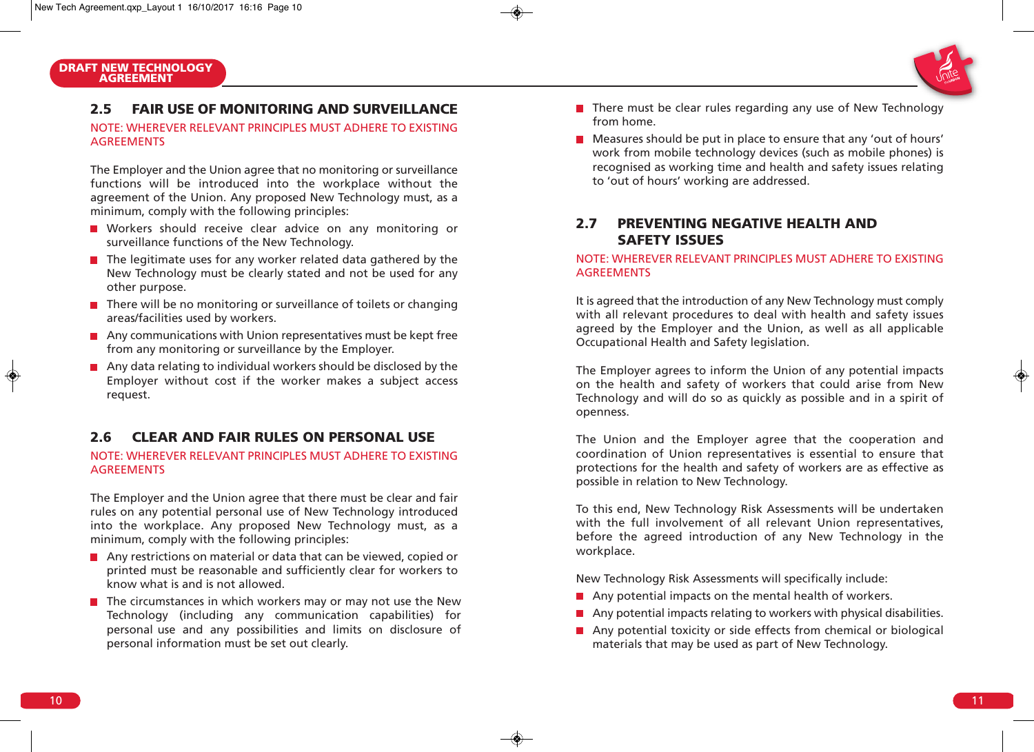## 2.5 FAIR USE OF MONITORING AND SURVEILLANCE

NOTE: WHEREVER RELEVANT PRINCIPLES MUST ADHERE TO EXISTING AGREEMENTS

The Employer and the Union agree that no monitoring or surveillance functions will be introduced into the workplace without the agreement of the Union. Any proposed New Technology must, as a minimum, comply with the following principles:

- Workers should receive clear advice on any monitoring or surveillance functions of the New Technology.
- The legitimate uses for any worker related data gathered by the New Technology must be clearly stated and not be used for any other purpose.
- There will be no monitoring or surveillance of toilets or changing areas/facilities used by workers.
- Any communications with Union representatives must be kept free from any monitoring or surveillance by the Employer.
- Any data relating to individual workers should be disclosed by the Employer without cost if the worker makes a subject access request.

## 2.6 CLEAR AND FAIR RULES ON PERSONAL USE

NOTE: WHEREVER RELEVANT PRINCIPLES MUST ADHERE TO EXISTING AGREEMENTS

The Employer and the Union agree that there must be clear and fair rules on any potential personal use of New Technology introduced into the workplace. Any proposed New Technology must, as a minimum, comply with the following principles:

- Any restrictions on material or data that can be viewed, copied or printed must be reasonable and sufficiently clear for workers to know what is and is not allowed.
- The circumstances in which workers may or may not use the New Technology (including any communication capabilities) for personal use and any possibilities and limits on disclosure of personal information must be set out clearly.
- There must be clear rules regarding any use of New Technology from home.
- Measures should be put in place to ensure that any 'out of hours' work from mobile technology devices (such as mobile phones) is recognised as working time and health and safety issues relating to 'out of hours' working are addressed.

## 2.7 PREVENTING NEGATIVE HEALTH AND SAFETY ISSUES

NOTE: WHEREVER RELEVANT PRINCIPLES MUST ADHERE TO EXISTING AGREEMENTS

It is agreed that the introduction of any New Technology must comply with all relevant procedures to deal with health and safety issues agreed by the Employer and the Union, as well as all applicable Occupational Health and Safety legislation.

The Employer agrees to inform the Union of any potential impacts on the health and safety of workers that could arise from New Technology and will do so as quickly as possible and in a spirit of openness.

The Union and the Employer agree that the cooperation and coordination of Union representatives is essential to ensure that protections for the health and safety of workers are as effective as possible in relation to New Technology.

To this end, New Technology Risk Assessments will be undertaken with the full involvement of all relevant Union representatives, before the agreed introduction of any New Technology in the workplace.

New Technology Risk Assessments will specifically include:

- Any potential impacts on the mental health of workers.
- Any potential impacts relating to workers with physical disabilities.
- Any potential toxicity or side effects from chemical or biological materials that may be used as part of New Technology.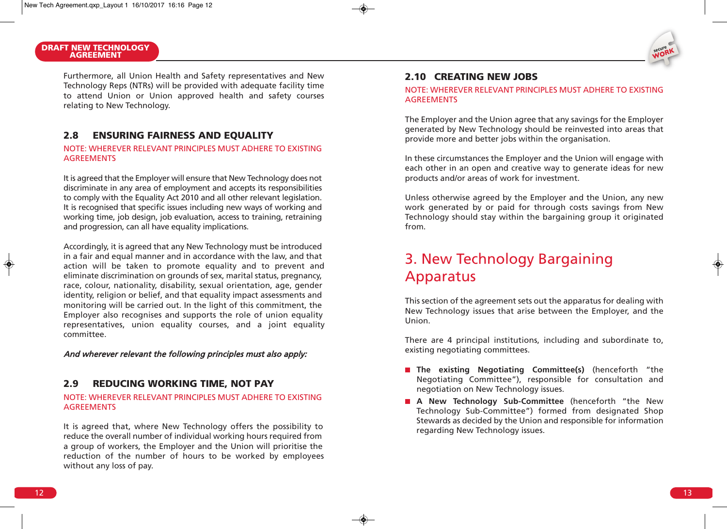Furthermore, all Union Health and Safety representatives and New Technology Reps (NTRs) will be provided with adequate facility time to attend Union or Union approved health and safety courses relating to New Technology.

## 2.8 ENSURING FAIRNESS AND EQUALITY

NOTE: WHEREVER RELEVANT PRINCIPLES MUST ADHERE TO EXISTING AGREEMENTS

It is agreed that the Employer will ensure that New Technology does not discriminate in any area of employment and accepts its responsibilities to comply with the Equality Act 2010 and all other relevant legislation. It is recognised that specific issues including new ways of working and working time, job design, job evaluation, access to training, retraining and progression, can all have equality implications.

Accordingly, it is agreed that any New Technology must be introduced in a fair and equal manner and in accordance with the law, and that action will be taken to promote equality and to prevent and eliminate discrimination on grounds of sex, marital status, pregnancy, race, colour, nationality, disability, sexual orientation, age, gender identity, religion or belief, and that equality impact assessments and monitoring will be carried out. In the light of this commitment, the Employer also recognises and supports the role of union equality representatives, union equality courses, and a joint equality committee.

***And wherever relevant the following principles must also apply:***

## 2.9 REDUCING WORKING TIME, NOT PAY

NOTE: WHEREVER RELEVANT PRINCIPLES MUST ADHERE TO EXISTING AGREEMENTS

It is agreed that, where New Technology offers the possibility to reduce the overall number of individual working hours required from a group of workers, the Employer and the Union will prioritise the reduction of the number of hours to be worked by employees without any loss of pay.

## 2.10 CREATING NEW JOBS

NOTE: WHEREVER RELEVANT PRINCIPLES MUST ADHERE TO EXISTING AGREEMENTS

The Employer and the Union agree that any savings for the Employer generated by New Technology should be reinvested into areas that provide more and better jobs within the organisation.

In these circumstances the Employer and the Union will engage with each other in an open and creative way to generate ideas for new products and/or areas of work for investment.

Unless otherwise agreed by the Employer and the Union, any new work generated by or paid for through costs savings from New Technology should stay within the bargaining group it originated from.

# 3. New Technology Bargaining Apparatus

This section of the agreement sets out the apparatus for dealing with New Technology issues that arise between the Employer, and the Union.

There are 4 principal institutions, including and subordinate to, existing negotiating committees.

- **The existing Negotiating Committee(s)** (henceforth "the Negotiating Committee"), responsible for consultation and negotiation on New Technology issues.
- **A New Technology Sub-Committee** (henceforth "the New Technology Sub-Committee") formed from designated Shop Stewards as decided by the Union and responsible for information regarding New Technology issues.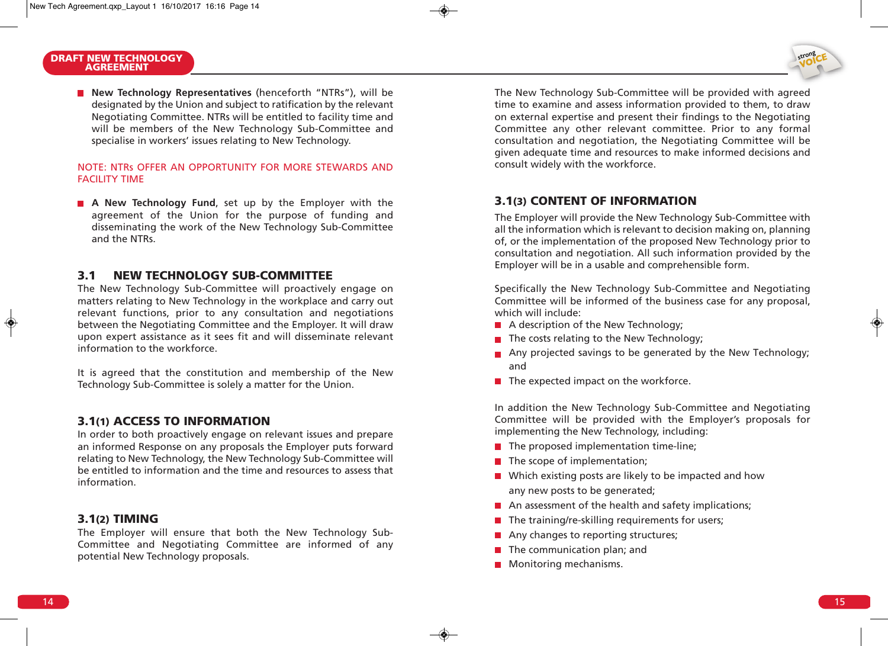- **New Technology Representatives** (henceforth "NTRs"), will be designated by the Union and subject to ratification by the relevant Negotiating Committee. NTRs will be entitled to facility time and will be members of the New Technology Sub-Committee and specialise in workers' issues relating to New Technology.

NOTE: NTRs OFFER AN OPPORTUNITY FOR MORE STEWARDS AND FACILITY TIME

- **A New Technology Fund**, set up by the Employer with the agreement of the Union for the purpose of funding and disseminating the work of the New Technology Sub-Committee and the NTRs.

## 3.1 NEW TECHNOLOGY SUB-COMMITTEE

The New Technology Sub-Committee will proactively engage on matters relating to New Technology in the workplace and carry out relevant functions, prior to any consultation and negotiations between the Negotiating Committee and the Employer. It will draw upon expert assistance as it sees fit and will disseminate relevant information to the workforce.

It is agreed that the constitution and membership of the New Technology Sub-Committee is solely a matter for the Union.

### 3.1(1) ACCESS TO INFORMATION

In order to both proactively engage on relevant issues and prepare an informed Response on any proposals the Employer puts forward relating to New Technology, the New Technology Sub-Committee will be entitled to information and the time and resources to assess that information.

### 3.1(2) TIMING

The Employer will ensure that both the New Technology Sub-Committee and Negotiating Committee are informed of any potential New Technology proposals.

The New Technology Sub-Committee will be provided with agreed time to examine and assess information provided to them, to draw on external expertise and present their findings to the Negotiating Committee any other relevant committee. Prior to any formal consultation and negotiation, the Negotiating Committee will be given adequate time and resources to make informed decisions and consult widely with the workforce.

### 3.1(3) CONTENT OF INFORMATION

The Employer will provide the New Technology Sub-Committee with all the information which is relevant to decision making on, planning of, or the implementation of the proposed New Technology prior to consultation and negotiation. All such information provided by the Employer will be in a usable and comprehensible form.

Specifically the New Technology Sub-Committee and Negotiating Committee will be informed of the business case for any proposal, which will include:

- A description of the New Technology;
- The costs relating to the New Technology;
- Any projected savings to be generated by the New Technology; and
- The expected impact on the workforce.

In addition the New Technology Sub-Committee and Negotiating Committee will be provided with the Employer's proposals for implementing the New Technology, including:

- The proposed implementation time-line;
- The scope of implementation;
- Which existing posts are likely to be impacted and how any new posts to be generated;
- An assessment of the health and safety implications;
- The training/re-skilling requirements for users;
- Any changes to reporting structures;
- The communication plan; and
- Monitoring mechanisms.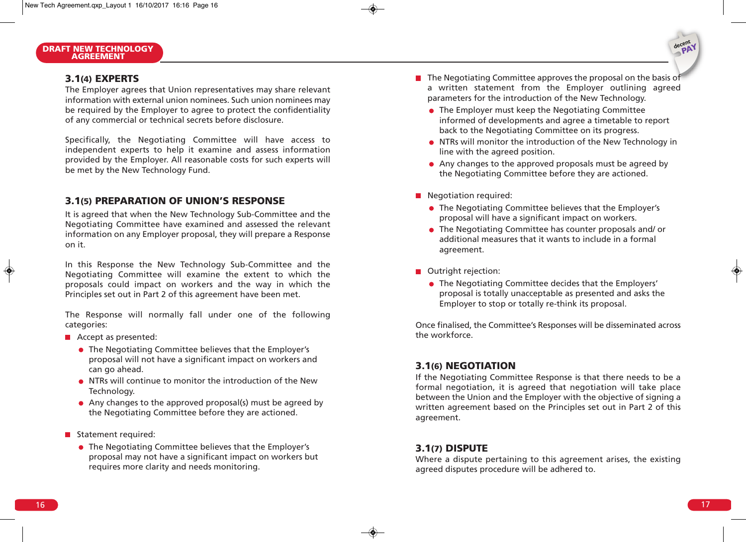## 3.1(4) EXPERTS

The Employer agrees that Union representatives may share relevant information with external union nominees. Such union nominees may be required by the Employer to agree to protect the confidentiality of any commercial or technical secrets before disclosure.

Specifically, the Negotiating Committee will have access to independent experts to help it examine and assess information provided by the Employer. All reasonable costs for such experts will be met by the New Technology Fund.

## 3.1(5) PREPARATION OF UNION'S RESPONSE

It is agreed that when the New Technology Sub-Committee and the Negotiating Committee have examined and assessed the relevant information on any Employer proposal, they will prepare a Response on it.

In this Response the New Technology Sub-Committee and the Negotiating Committee will examine the extent to which the proposals could impact on workers and the way in which the Principles set out in Part 2 of this agreement have been met.

The Response will normally fall under one of the following categories:

- Accept as presented:
  - The Negotiating Committee believes that the Employer's proposal will not have a significant impact on workers and can go ahead.
  - NTRs will continue to monitor the introduction of the New Technology.
  - Any changes to the approved proposal(s) must be agreed by the Negotiating Committee before they are actioned.

- Statement required:
  - The Negotiating Committee believes that the Employer's proposal may not have a significant impact on workers but requires more clarity and needs monitoring.

- The Negotiating Committee approves the proposal on the basis of a written statement from the Employer outlining agreed parameters for the introduction of the New Technology.
  - The Employer must keep the Negotiating Committee informed of developments and agree a timetable to report back to the Negotiating Committee on its progress.
  - NTRs will monitor the introduction of the New Technology in line with the agreed position.
  - Any changes to the approved proposals must be agreed by the Negotiating Committee before they are actioned.

- Negotiation required:
  - The Negotiating Committee believes that the Employer's proposal will have a significant impact on workers.
  - The Negotiating Committee has counter proposals and/ or additional measures that it wants to include in a formal agreement.

- Outright rejection:
  - The Negotiating Committee decides that the Employers' proposal is totally unacceptable as presented and asks the Employer to stop or totally re-think its proposal.

Once finalised, the Committee's Responses will be disseminated across the workforce.

## 3.1(6) NEGOTIATION

If the Negotiating Committee Response is that there needs to be a formal negotiation, it is agreed that negotiation will take place between the Union and the Employer with the objective of signing a written agreement based on the Principles set out in Part 2 of this agreement.

## 3.1(7) DISPUTE

Where a dispute pertaining to this agreement arises, the existing agreed disputes procedure will be adhered to.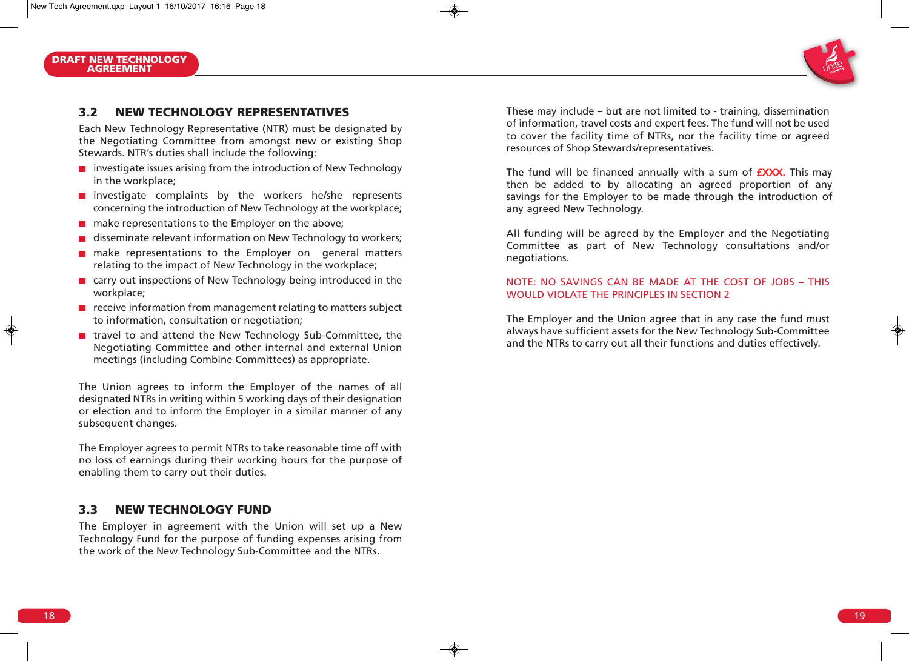## 3.2 NEW TECHNOLOGY REPRESENTATIVES

Each New Technology Representative (NTR) must be designated by the Negotiating Committee from amongst new or existing Shop Stewards. NTR's duties shall include the following:

- investigate issues arising from the introduction of New Technology in the workplace;
- investigate complaints by the workers he/she represents concerning the introduction of New Technology at the workplace;
- make representations to the Employer on the above;
- disseminate relevant information on New Technology to workers;
- make representations to the Employer on general matters relating to the impact of New Technology in the workplace;
- carry out inspections of New Technology being introduced in the workplace;
- receive information from management relating to matters subject to information, consultation or negotiation;
- travel to and attend the New Technology Sub-Committee, the Negotiating Committee and other internal and external Union meetings (including Combine Committees) as appropriate.

The Union agrees to inform the Employer of the names of all designated NTRs in writing within 5 working days of their designation or election and to inform the Employer in a similar manner of any subsequent changes.

The Employer agrees to permit NTRs to take reasonable time off with no loss of earnings during their working hours for the purpose of enabling them to carry out their duties.

## 3.3 NEW TECHNOLOGY FUND

The Employer in agreement with the Union will set up a New Technology Fund for the purpose of funding expenses arising from the work of the New Technology Sub-Committee and the NTRs.

These may include – but are not limited to - training, dissemination of information, travel costs and expert fees. The fund will not be used to cover the facility time of NTRs, nor the facility time or agreed resources of Shop Stewards/representatives.

The fund will be financed annually with a sum of **£XXX.** This may then be added to by allocating an agreed proportion of any savings for the Employer to be made through the introduction of any agreed New Technology.

All funding will be agreed by the Employer and the Negotiating Committee as part of New Technology consultations and/or negotiations.

NOTE: NO SAVINGS CAN BE MADE AT THE COST OF JOBS – THIS WOULD VIOLATE THE PRINCIPLES IN SECTION 2

The Employer and the Union agree that in any case the fund must always have sufficient assets for the New Technology Sub-Committee and the NTRs to carry out all their functions and duties effectively.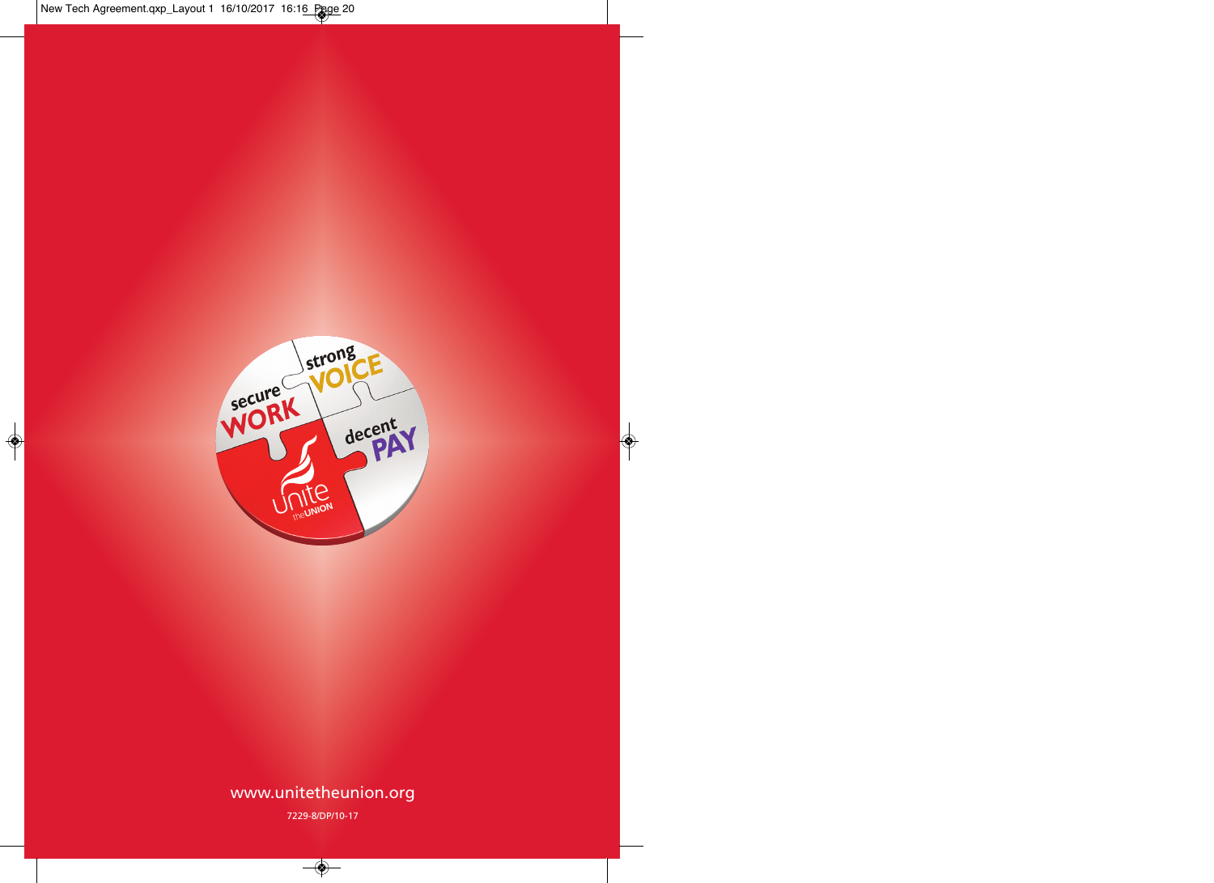secure WORK

strong VOICE

decent PAY

unite the UNION

www.unitetheunion.org

7229-8/DP/10-17